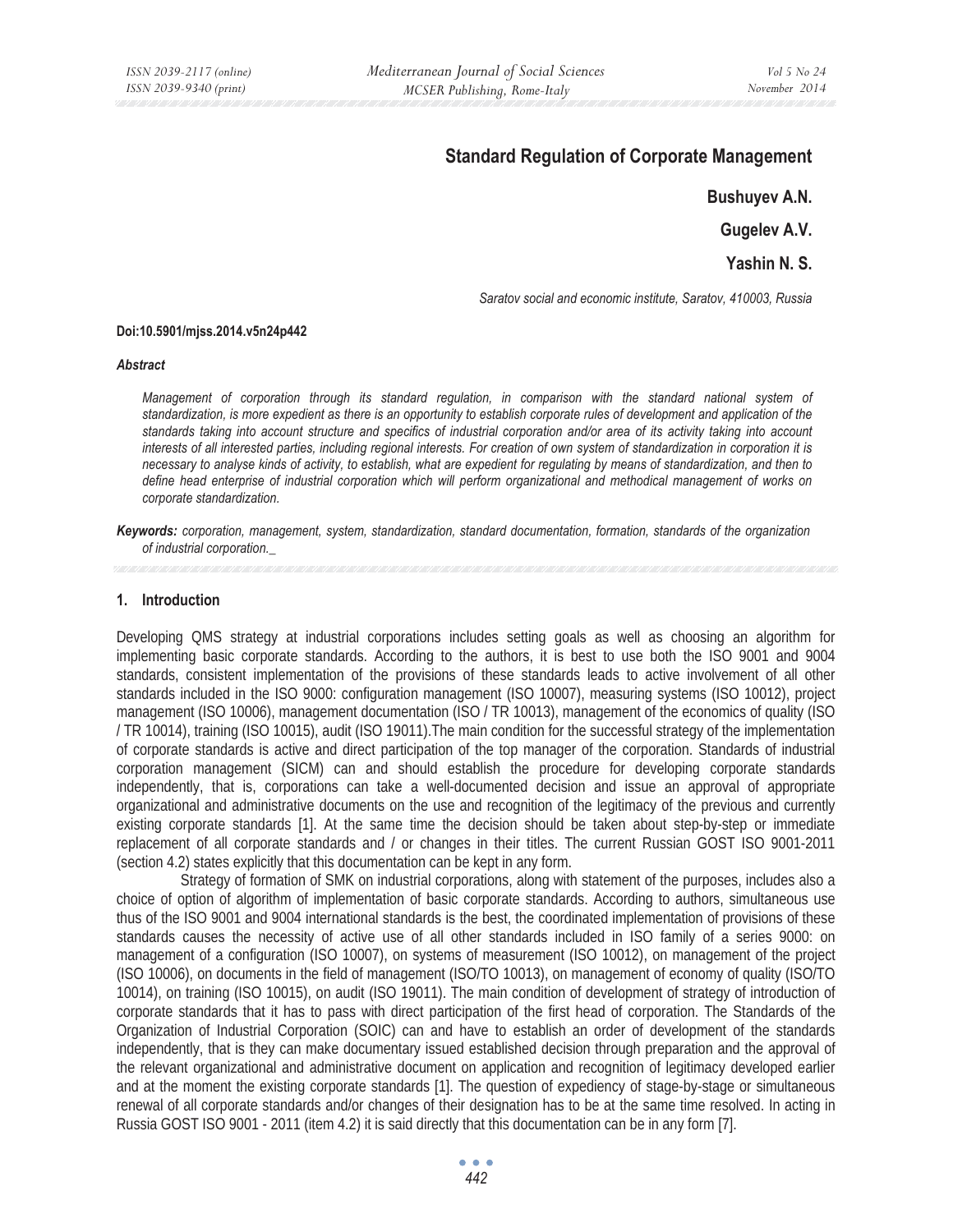# Standard Regulation of Corporate Management

**Bushuyev A.N.**

**Gugelev A.V.**

**Yashin N. S.**

*Saratov social and economic institute, Saratov, 410003, Russia*

**Doi:10.5901/mjss.2014.v5n24p442**

***Abstract***

*Management of corporation through its standard regulation, in comparison with the standard national system of standardization, is more expedient as there is an opportunity to establish corporate rules of development and application of the standards taking into account structure and specifics of industrial corporation and/or area of its activity taking into account interests of all interested parties, including regional interests. For creation of own system of standardization in corporation it is necessary to analyse kinds of activity, to establish, what are expedient for regulating by means of standardization, and then to define head enterprise of industrial corporation which will perform organizational and methodical management of works on corporate standardization.*

***Keywords:*** *corporation, management, system, standardization, standard documentation, formation, standards of the organization of industrial corporation._*

## 1. Introduction

Developing QMS strategy at industrial corporations includes setting goals as well as choosing an algorithm for implementing basic corporate standards. According to the authors, it is best to use both the ISO 9001 and 9004 standards, consistent implementation of the provisions of these standards leads to active involvement of all other standards included in the ISO 9000: configuration management (ISO 10007), measuring systems (ISO 10012), project management (ISO 10006), management documentation (ISO / TR 10013), management of the economics of quality (ISO / TR 10014), training (ISO 10015), audit (ISO 19011).The main condition for the successful strategy of the implementation of corporate standards is active and direct participation of the top manager of the corporation. Standards of industrial corporation management (SICM) can and should establish the procedure for developing corporate standards independently, that is, corporations can take a well-documented decision and issue an approval of appropriate organizational and administrative documents on the use and recognition of the legitimacy of the previous and currently existing corporate standards [1]. At the same time the decision should be taken about step-by-step or immediate replacement of all corporate standards and / or changes in their titles. The current Russian GOST ISO 9001-2011 (section 4.2) states explicitly that this documentation can be kept in any form.

Strategy of formation of SMK on industrial corporations, along with statement of the purposes, includes also a choice of option of algorithm of implementation of basic corporate standards. According to authors, simultaneous use thus of the ISO 9001 and 9004 international standards is the best, the coordinated implementation of provisions of these standards causes the necessity of active use of all other standards included in ISO family of a series 9000: on management of a configuration (ISO 10007), on systems of measurement (ISO 10012), on management of the project (ISO 10006), on documents in the field of management (ISO/TO 10013), on management of economy of quality (ISO/TO 10014), on training (ISO 10015), on audit (ISO 19011). The main condition of development of strategy of introduction of corporate standards that it has to pass with direct participation of the first head of corporation. The Standards of the Organization of Industrial Corporation (SOIC) can and have to establish an order of development of the standards independently, that is they can make documentary issued established decision through preparation and the approval of the relevant organizational and administrative document on application and recognition of legitimacy developed earlier and at the moment the existing corporate standards [1]. The question of expediency of stage-by-stage or simultaneous renewal of all corporate standards and/or changes of their designation has to be at the same time resolved. In acting in Russia GOST ISO 9001 - 2011 (item 4.2) it is said directly that this documentation can be in any form [7].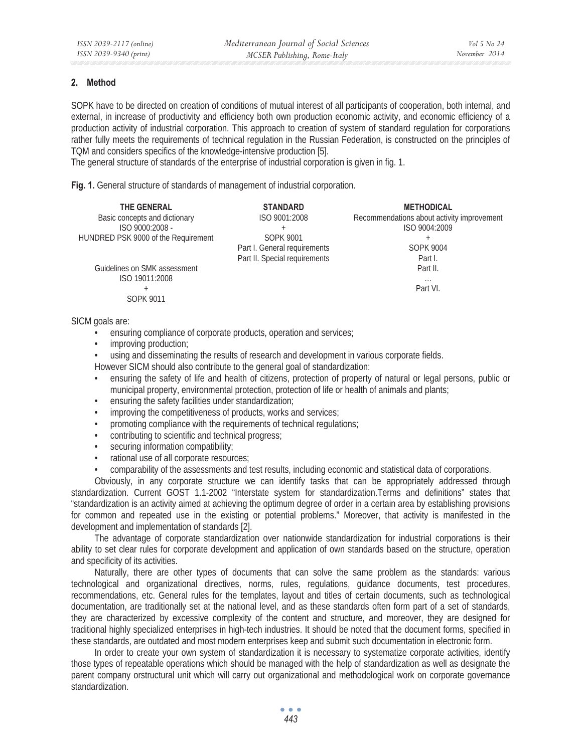## 2. Method

SOPK have to be directed on creation of conditions of mutual interest of all participants of cooperation, both internal, and external, in increase of productivity and efficiency both own production economic activity, and economic efficiency of a production activity of industrial corporation. This approach to creation of system of standard regulation for corporations rather fully meets the requirements of technical regulation in the Russian Federation, is constructed on the principles of TQM and considers specifics of the knowledge-intensive production [5].
The general structure of standards of the enterprise of industrial corporation is given in fig. 1.

**Fig. 1.** General structure of standards of management of industrial corporation.

| THE GENERAL | STANDARD | METHODICAL |
|---|---|---|
| Basic concepts and dictionary<br>ISO 9000:2008 -<br>HUNDRED PSK 9000 of the Requirement | ISO 9001:2008<br>+<br>SOPK 9001<br>Part I. General requirements<br>Part II. Special requirements | Recommendations about activity improvement<br>ISO 9004:2009<br>+<br>SOPK 9004<br>Part I.<br>Part II.<br>…<br>Part VI. |
| Guidelines on SMK assessment<br>ISO 19011:2008<br>+<br>SOPK 9011 | | |

SICM goals are:

- ensuring compliance of corporate products, operation and services;
- improving production;
- using and disseminating the results of research and development in various corporate fields.

However SICM should also contribute to the general goal of standardization:

- ensuring the safety of life and health of citizens, protection of property of natural or legal persons, public or municipal property, environmental protection, protection of life or health of animals and plants;
- ensuring the safety facilities under standardization;
- improving the competitiveness of products, works and services;
- promoting compliance with the requirements of technical regulations;
- contributing to scientific and technical progress;
- securing information compatibility;
- rational use of all corporate resources;
- comparability of the assessments and test results, including economic and statistical data of corporations.

Obviously, in any corporate structure we can identify tasks that can be appropriately addressed through standardization. Current GOST 1.1-2002 "Interstate system for standardization.Terms and definitions" states that "standardization is an activity aimed at achieving the optimum degree of order in a certain area by establishing provisions for common and repeated use in the existing or potential problems." Moreover, that activity is manifested in the development and implementation of standards [2].

The advantage of corporate standardization over nationwide standardization for industrial corporations is their ability to set clear rules for corporate development and application of own standards based on the structure, operation and specificity of its activities.

Naturally, there are other types of documents that can solve the same problem as the standards: various technological and organizational directives, norms, rules, regulations, guidance documents, test procedures, recommendations, etc. General rules for the templates, layout and titles of certain documents, such as technological documentation, are traditionally set at the national level, and as these standards often form part of a set of standards, they are characterized by excessive complexity of the content and structure, and moreover, they are designed for traditional highly specialized enterprises in high-tech industries. It should be noted that the document forms, specified in these standards, are outdated and most modern enterprises keep and submit such documentation in electronic form.

In order to create your own system of standardization it is necessary to systematize corporate activities, identify those types of repeatable operations which should be managed with the help of standardization as well as designate the parent company orstructural unit which will carry out organizational and methodological work on corporate governance standardization.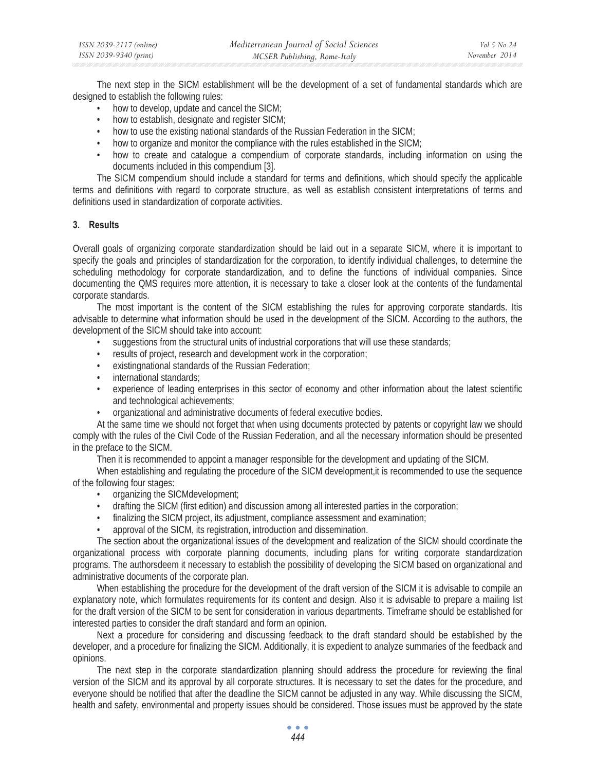The next step in the SICM establishment will be the development of a set of fundamental standards which are designed to establish the following rules:

- how to develop, update and cancel the SICM;
- how to establish, designate and register SICM;
- how to use the existing national standards of the Russian Federation in the SICM;
- how to organize and monitor the compliance with the rules established in the SICM;
- how to create and catalogue a compendium of corporate standards, including information on using the documents included in this compendium [3].

The SICM compendium should include a standard for terms and definitions, which should specify the applicable terms and definitions with regard to corporate structure, as well as establish consistent interpretations of terms and definitions used in standardization of corporate activities.

## 3. Results

Overall goals of organizing corporate standardization should be laid out in a separate SICM, where it is important to specify the goals and principles of standardization for the corporation, to identify individual challenges, to determine the scheduling methodology for corporate standardization, and to define the functions of individual companies. Since documenting the QMS requires more attention, it is necessary to take a closer look at the contents of the fundamental corporate standards.

The most important is the content of the SICM establishing the rules for approving corporate standards. Itis advisable to determine what information should be used in the development of the SICM. According to the authors, the development of the SICM should take into account:

- suggestions from the structural units of industrial corporations that will use these standards;
- results of project, research and development work in the corporation;
- existingnational standards of the Russian Federation;
- international standards;
- experience of leading enterprises in this sector of economy and other information about the latest scientific and technological achievements;
- organizational and administrative documents of federal executive bodies.

At the same time we should not forget that when using documents protected by patents or copyright law we should comply with the rules of the Civil Code of the Russian Federation, and all the necessary information should be presented in the preface to the SICM.

Then it is recommended to appoint a manager responsible for the development and updating of the SICM.

When establishing and regulating the procedure of the SICM development,it is recommended to use the sequence of the following four stages:

- organizing the SICMdevelopment;
- drafting the SICM (first edition) and discussion among all interested parties in the corporation;
- finalizing the SICM project, its adjustment, compliance assessment and examination;
- approval of the SICM, its registration, introduction and dissemination.

The section about the organizational issues of the development and realization of the SICM should coordinate the organizational process with corporate planning documents, including plans for writing corporate standardization programs. The authorsdeem it necessary to establish the possibility of developing the SICM based on organizational and administrative documents of the corporate plan.

When establishing the procedure for the development of the draft version of the SICM it is advisable to compile an explanatory note, which formulates requirements for its content and design. Also it is advisable to prepare a mailing list for the draft version of the SICM to be sent for consideration in various departments. Timeframe should be established for interested parties to consider the draft standard and form an opinion.

Next a procedure for considering and discussing feedback to the draft standard should be established by the developer, and a procedure for finalizing the SICM. Additionally, it is expedient to analyze summaries of the feedback and opinions.

The next step in the corporate standardization planning should address the procedure for reviewing the final version of the SICM and its approval by all corporate structures. It is necessary to set the dates for the procedure, and everyone should be notified that after the deadline the SICM cannot be adjusted in any way. While discussing the SICM, health and safety, environmental and property issues should be considered. Those issues must be approved by the state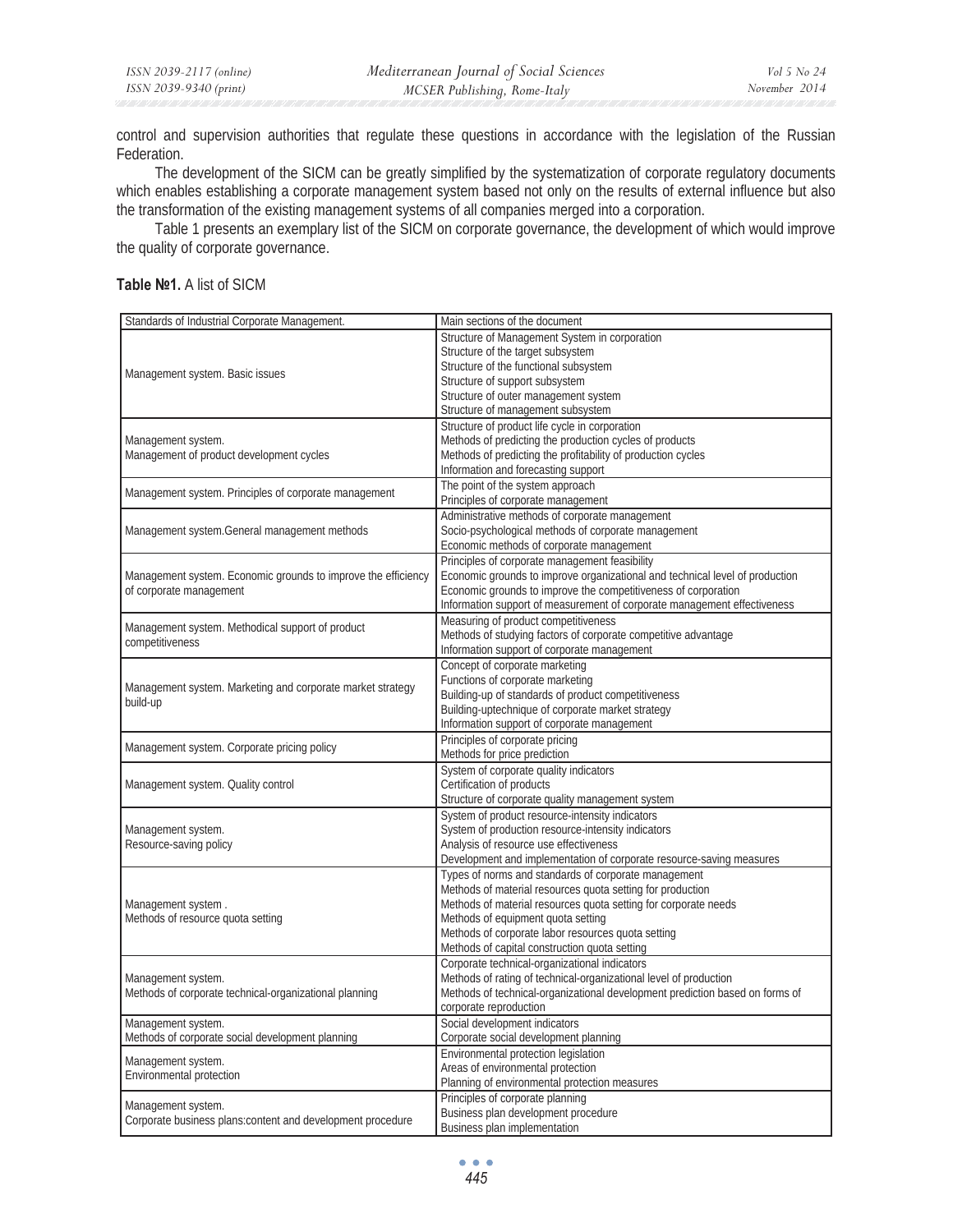control and supervision authorities that regulate these questions in accordance with the legislation of the Russian Federation.

The development of the SICM can be greatly simplified by the systematization of corporate regulatory documents which enables establishing a corporate management system based not only on the results of external influence but also the transformation of the existing management systems of all companies merged into a corporation.

Table 1 presents an exemplary list of the SICM on corporate governance, the development of which would improve the quality of corporate governance.

**Table №1.** A list of SICM

| Standards of Industrial Corporate Management. | Main sections of the document |
|---|---|
| Management system. Basic issues | Structure of Management System in corporation<br>Structure of the target subsystem<br>Structure of the functional subsystem<br>Structure of support subsystem<br>Structure of outer management system<br>Structure of management subsystem |
| Management system.<br>Management of product development cycles | Structure of product life cycle in corporation<br>Methods of predicting the production cycles of products<br>Methods of predicting the profitability of production cycles<br>Information and forecasting support |
| Management system. Principles of corporate management | The point of the system approach<br>Principles of corporate management |
| Management system.General management methods | Administrative methods of corporate management<br>Socio-psychological methods of corporate management<br>Economic methods of corporate management |
| Management system. Economic grounds to improve the efficiency of corporate management | Principles of corporate management feasibility<br>Economic grounds to improve organizational and technical level of production<br>Economic grounds to improve the competitiveness of corporation<br>Information support of measurement of corporate management effectiveness |
| Management system. Methodical support of product competitiveness | Measuring of product competitiveness<br>Methods of studying factors of corporate competitive advantage<br>Information support of corporate management |
| Management system. Marketing and corporate market strategy build-up | Concept of corporate marketing<br>Functions of corporate marketing<br>Building-up of standards of product competitiveness<br>Building-uptechnique of corporate market strategy<br>Information support of corporate management |
| Management system. Corporate pricing policy | Principles of corporate pricing<br>Methods for price prediction |
| Management system. Quality control | System of corporate quality indicators<br>Certification of products<br>Structure of corporate quality management system |
| Management system.<br>Resource-saving policy | System of product resource-intensity indicators<br>System of production resource-intensity indicators<br>Analysis of resource use effectiveness<br>Development and implementation of corporate resource-saving measures |
| Management system .<br>Methods of resource quota setting | Types of norms and standards of corporate management<br>Methods of material resources quota setting for production<br>Methods of material resources quota setting for corporate needs<br>Methods of equipment quota setting<br>Methods of corporate labor resources quota setting<br>Methods of capital construction quota setting |
| Management system.<br>Methods of corporate technical-organizational planning | Corporate technical-organizational indicators<br>Methods of rating of technical-organizational level of production<br>Methods of technical-organizational development prediction based on forms of corporate reproduction |
| Management system.<br>Methods of corporate social development planning | Social development indicators<br>Corporate social development planning |
| Management system.<br>Environmental protection | Environmental protection legislation<br>Areas of environmental protection<br>Planning of environmental protection measures |
| Management system.<br>Corporate business plans:content and development procedure | Principles of corporate planning<br>Business plan development procedure<br>Business plan implementation |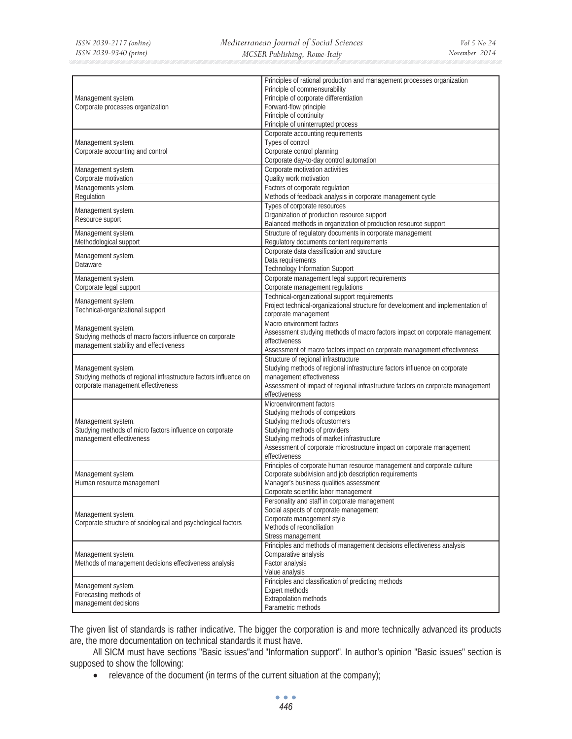| | |
|---|---|
| Management system.<br>Corporate processes organization | Principles of rational production and management processes organization<br>Principle of commensurability<br>Principle of corporate differentiation<br>Forward-flow principle<br>Principle of continuity<br>Principle of uninterrupted process |
| Management system.<br>Corporate accounting and control | Corporate accounting requirements<br>Types of control<br>Corporate control planning<br>Corporate day-to-day control automation |
| Management system.<br>Corporate motivation | Corporate motivation activities<br>Quality work motivation |
| Managements ystem.<br>Regulation | Factors of corporate regulation<br>Methods of feedback analysis in corporate management cycle |
| Management system.<br>Resource suport | Types of corporate resources<br>Organization of production resource support<br>Balanced methods in organization of production resource support |
| Management system.<br>Methodological support | Structure of regulatory documents in corporate management<br>Regulatory documents content requirements |
| Management system.<br>Dataware | Corporate data classification and structure<br>Data requirements<br>Technology Information Support |
| Management system.<br>Corporate legal support | Corporate management legal support requirements<br>Corporate management regulations |
| Management system.<br>Technical-organizational support | Technical-organizational support requirements<br>Project technical-organizational structure for development and implementation of corporate management |
| Management system.<br>Studying methods of macro factors influence on corporate management stability and effectiveness | Macro environment factors<br>Assessment studying methods of macro factors impact on corporate management effectiveness<br>Assessment of macro factors impact on corporate management effectiveness |
| Management system.<br>Studying methods of regional infrastructure factors influence on corporate management effectiveness | Structure of regional infrastructure<br>Studying methods of regional infrastructure factors influence on corporate management effectiveness<br>Assessment of impact of regional infrastructure factors on corporate management effectiveness |
| Management system.<br>Studying methods of micro factors influence on corporate management effectiveness | Microenvironment factors<br>Studying methods of competitors<br>Studying methods ofcustomers<br>Studying methods of providers<br>Studying methods of market infrastructure<br>Assessment of corporate microstructure impact on corporate management effectiveness |
| Management system.<br>Human resource management | Principles of corporate human resource management and corporate culture<br>Corporate subdivision and job description requirements<br>Manager's business qualities assessment<br>Corporate scientific labor management |
| Management system.<br>Corporate structure of sociological and psychological factors | Personality and staff in corporate management<br>Social aspects of corporate management<br>Corporate management style<br>Methods of reconciliation<br>Stress management |
| Management system.<br>Methods of management decisions effectiveness analysis | Principles and methods of management decisions effectiveness analysis<br>Comparative analysis<br>Factor analysis<br>Value analysis |
| Management system.<br>Forecasting methods of management decisions | Principles and classification of predicting methods<br>Expert methods<br>Extrapolation methods<br>Parametric methods |

The given list of standards is rather indicative. The bigger the corporation is and more technically advanced its products are, the more documentation on technical standards it must have.

All SICM must have sections "Basic issues"and "Information support". In author's opinion "Basic issues" section is supposed to show the following:

- relevance of the document (in terms of the current situation at the company);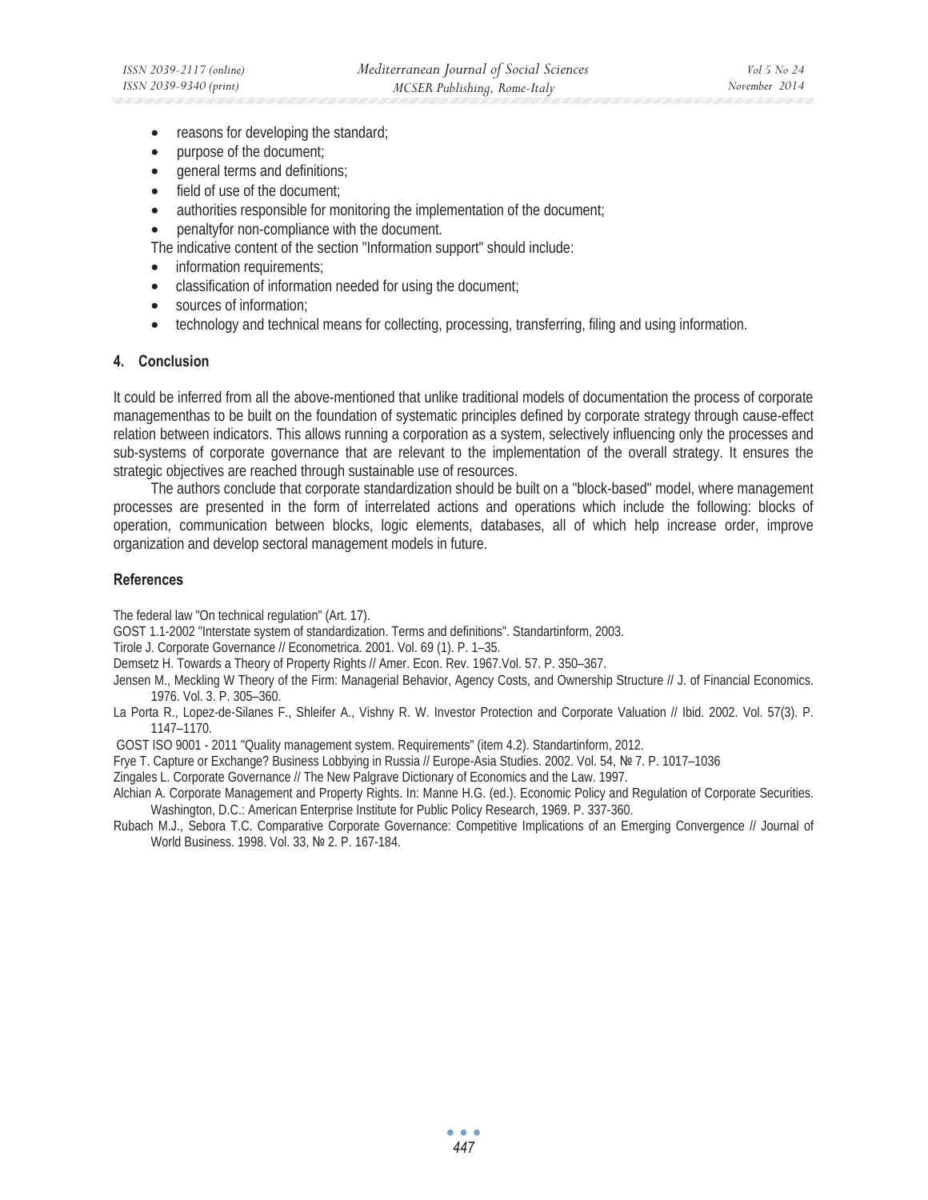- reasons for developing the standard;
- purpose of the document;
- general terms and definitions;
- field of use of the document;
- authorities responsible for monitoring the implementation of the document;
- penaltyfor non-compliance with the document.

The indicative content of the section "Information support" should include:

- information requirements;
- classification of information needed for using the document;
- sources of information;
- technology and technical means for collecting, processing, transferring, filing and using information.

## 4. Conclusion

It could be inferred from all the above-mentioned that unlike traditional models of documentation the process of corporate managementhas to be built on the foundation of systematic principles defined by corporate strategy through cause-effect relation between indicators. This allows running a corporation as a system, selectively influencing only the processes and sub-systems of corporate governance that are relevant to the implementation of the overall strategy. It ensures the strategic objectives are reached through sustainable use of resources.

The authors conclude that corporate standardization should be built on a "block-based" model, where management processes are presented in the form of interrelated actions and operations which include the following: blocks of operation, communication between blocks, logic elements, databases, all of which help increase order, improve organization and develop sectoral management models in future.

## References

The federal law "On technical regulation" (Art. 17).

GOST 1.1-2002 "Interstate system of standardization. Terms and definitions". Standartinform, 2003.

Tirole J. Corporate Governance // Econometrica. 2001. Vol. 69 (1). P. 1–35.

Demsetz H. Towards a Theory of Property Rights // Amer. Econ. Rev. 1967.Vol. 57. P. 350–367.

Jensen M., Meckling W Theory of the Firm: Managerial Behavior, Agency Costs, and Ownership Structure // J. of Financial Economics. 1976. Vol. 3. P. 305–360.

La Porta R., Lopez-de-Silanes F., Shleifer A., Vishny R. W. Investor Protection and Corporate Valuation // Ibid. 2002. Vol. 57(3). P. 1147–1170.

GOST ISO 9001 - 2011 "Quality management system. Requirements" (item 4.2). Standartinform, 2012.

Frye T. Capture or Exchange? Business Lobbying in Russia // Europe-Asia Studies. 2002. Vol. 54, № 7. P. 1017–1036

Zingales L. Corporate Governance // The New Palgrave Dictionary of Economics and the Law. 1997.

Alchian A. Corporate Management and Property Rights. In: Manne H.G. (ed.). Economic Policy and Regulation of Corporate Securities. Washington, D.C.: American Enterprise Institute for Public Policy Research, 1969. P. 337-360.

Rubach M.J., Sebora T.C. Comparative Corporate Governance: Competitive Implications of an Emerging Convergence // Journal of World Business. 1998. Vol. 33, № 2. P. 167-184.